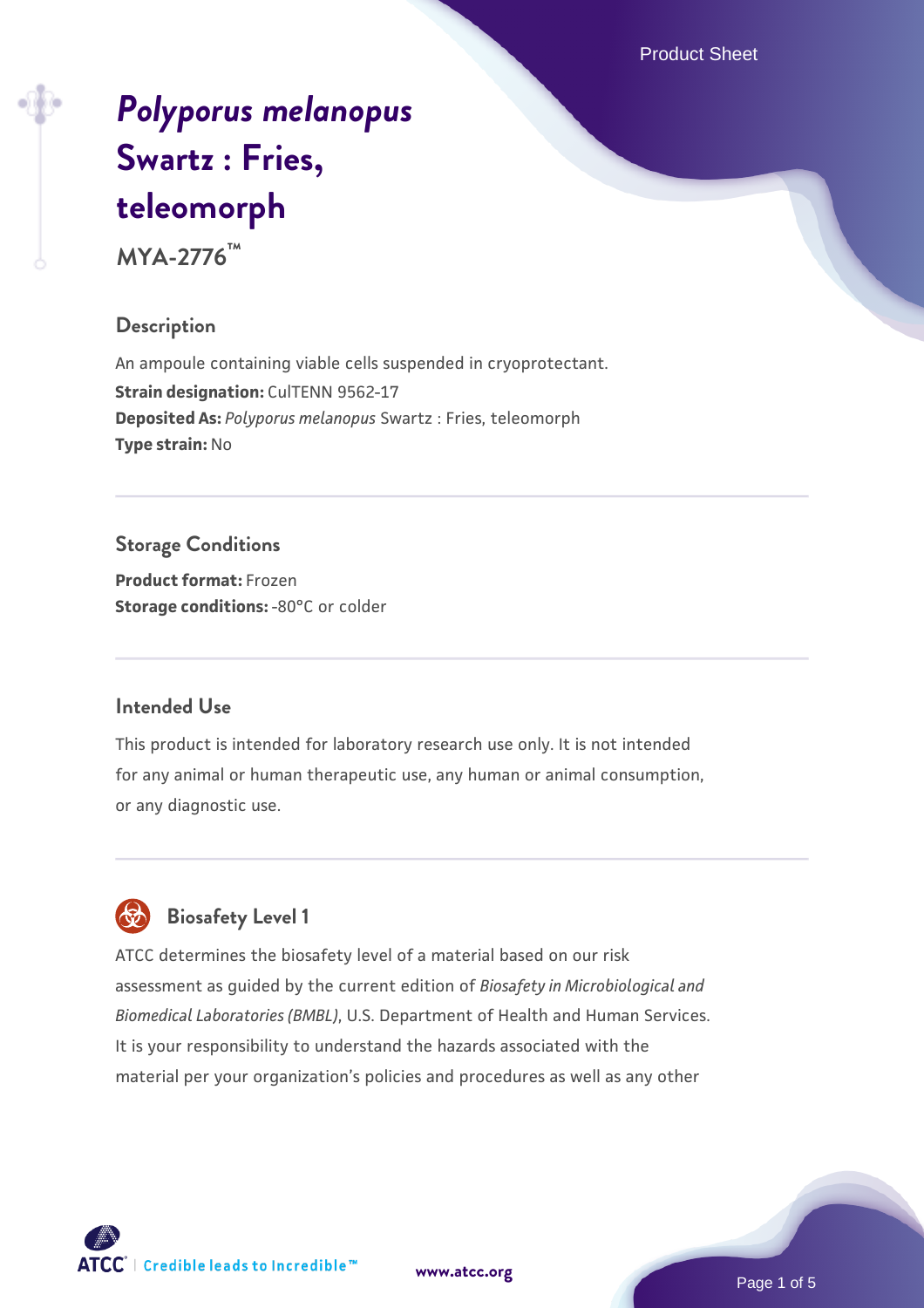# *Polyporus melanopus* Swartz : Fries, teleomorph

**MYA-2776™**

## Description

An ampoule containing viable cells suspended in cryoprotectant.

**Strain designation:** CulTENN 9562-17

**Deposited As:** *Polyporus melanopus* Swartz : Fries, teleomorph

**Type strain:** No

## Storage Conditions

**Product format:** Frozen

**Storage conditions:** -80°C or colder

## Intended Use

This product is intended for laboratory research use only. It is not intended for any animal or human therapeutic use, any human or animal consumption, or any diagnostic use.

## Biosafety Level 1

ATCC determines the biosafety level of a material based on our risk assessment as guided by the current edition of *Biosafety in Microbiological and Biomedical Laboratories (BMBL)*, U.S. Department of Health and Human Services. It is your responsibility to understand the hazards associated with the material per your organization's policies and procedures as well as any other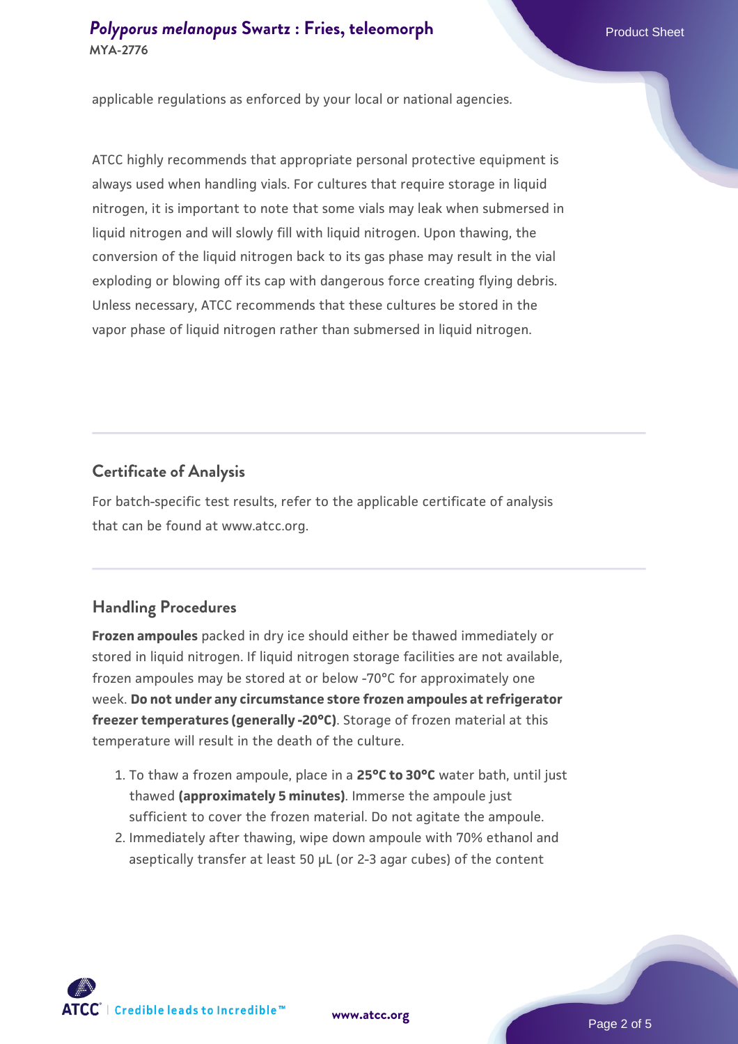applicable regulations as enforced by your local or national agencies.

ATCC highly recommends that appropriate personal protective equipment is always used when handling vials. For cultures that require storage in liquid nitrogen, it is important to note that some vials may leak when submersed in liquid nitrogen and will slowly fill with liquid nitrogen. Upon thawing, the conversion of the liquid nitrogen back to its gas phase may result in the vial exploding or blowing off its cap with dangerous force creating flying debris. Unless necessary, ATCC recommends that these cultures be stored in the vapor phase of liquid nitrogen rather than submersed in liquid nitrogen.

## Certificate of Analysis

For batch-specific test results, refer to the applicable certificate of analysis that can be found at www.atcc.org.

## Handling Procedures

**Frozen ampoules** packed in dry ice should either be thawed immediately or stored in liquid nitrogen. If liquid nitrogen storage facilities are not available, frozen ampoules may be stored at or below -70°C for approximately one week. **Do not under any circumstance store frozen ampoules at refrigerator freezer temperatures (generally -20°C)**. Storage of frozen material at this temperature will result in the death of the culture.

1. To thaw a frozen ampoule, place in a **25°C to 30°C** water bath, until just thawed **(approximately 5 minutes)**. Immerse the ampoule just sufficient to cover the frozen material. Do not agitate the ampoule.
2. Immediately after thawing, wipe down ampoule with 70% ethanol and aseptically transfer at least 50 µL (or 2-3 agar cubes) of the content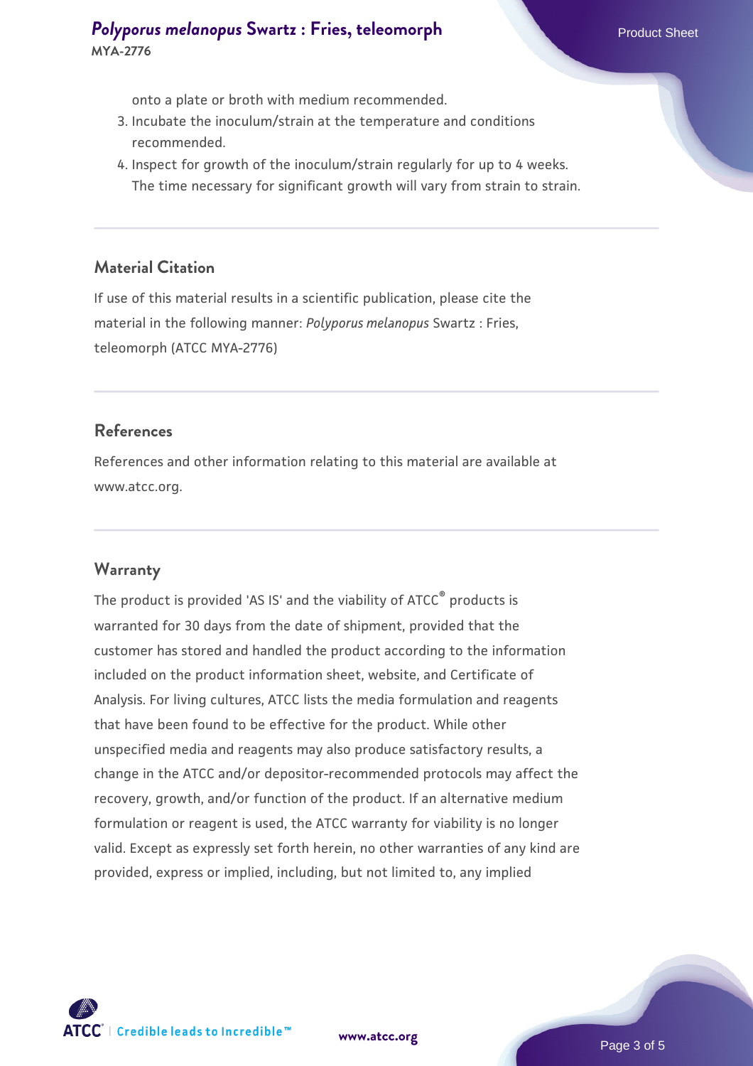onto a plate or broth with medium recommended.
3. Incubate the inoculum/strain at the temperature and conditions recommended.
4. Inspect for growth of the inoculum/strain regularly for up to 4 weeks. The time necessary for significant growth will vary from strain to strain.

## Material Citation

If use of this material results in a scientific publication, please cite the material in the following manner: *Polyporus melanopus* Swartz : Fries, teleomorph (ATCC MYA-2776)

## References

References and other information relating to this material are available at www.atcc.org.

## Warranty

The product is provided 'AS IS' and the viability of ATCC® products is warranted for 30 days from the date of shipment, provided that the customer has stored and handled the product according to the information included on the product information sheet, website, and Certificate of Analysis. For living cultures, ATCC lists the media formulation and reagents that have been found to be effective for the product. While other unspecified media and reagents may also produce satisfactory results, a change in the ATCC and/or depositor-recommended protocols may affect the recovery, growth, and/or function of the product. If an alternative medium formulation or reagent is used, the ATCC warranty for viability is no longer valid. Except as expressly set forth herein, no other warranties of any kind are provided, express or implied, including, but not limited to, any implied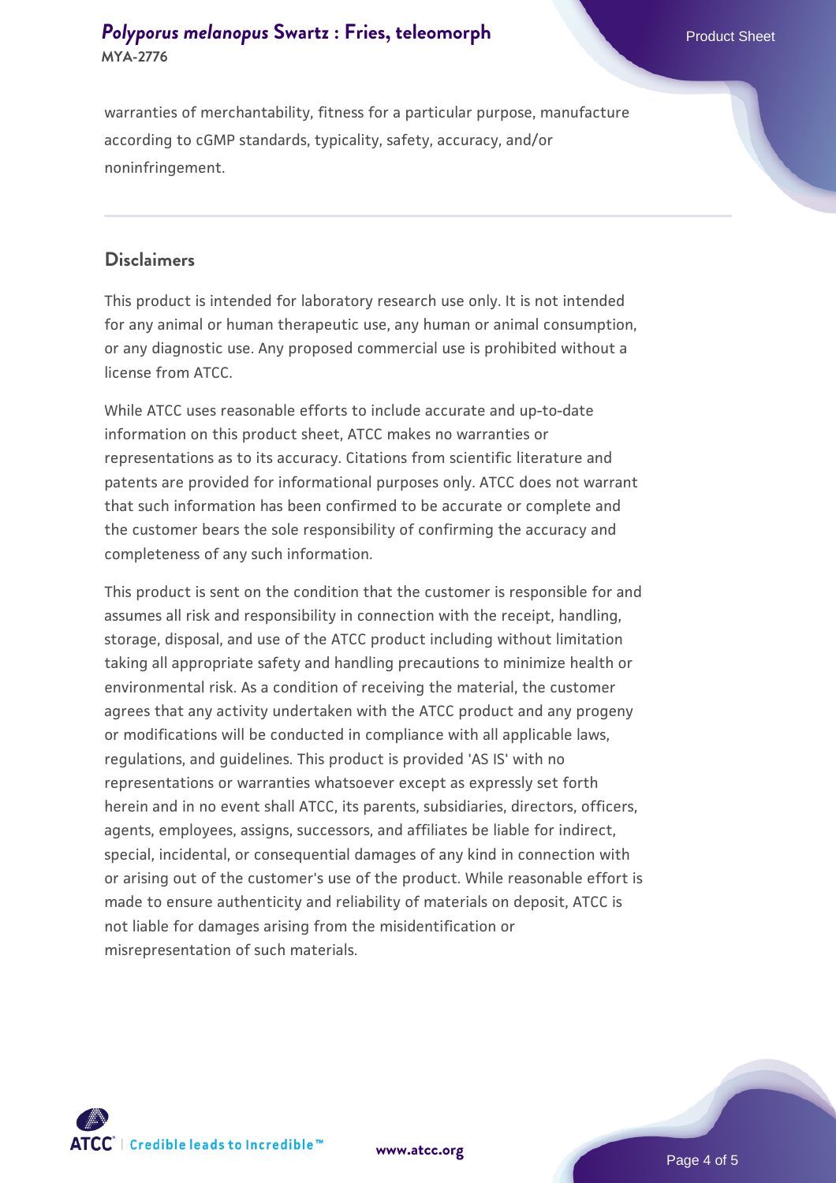warranties of merchantability, fitness for a particular purpose, manufacture according to cGMP standards, typicality, safety, accuracy, and/or noninfringement.

## Disclaimers

This product is intended for laboratory research use only. It is not intended for any animal or human therapeutic use, any human or animal consumption, or any diagnostic use. Any proposed commercial use is prohibited without a license from ATCC.

While ATCC uses reasonable efforts to include accurate and up-to-date information on this product sheet, ATCC makes no warranties or representations as to its accuracy. Citations from scientific literature and patents are provided for informational purposes only. ATCC does not warrant that such information has been confirmed to be accurate or complete and the customer bears the sole responsibility of confirming the accuracy and completeness of any such information.

This product is sent on the condition that the customer is responsible for and assumes all risk and responsibility in connection with the receipt, handling, storage, disposal, and use of the ATCC product including without limitation taking all appropriate safety and handling precautions to minimize health or environmental risk. As a condition of receiving the material, the customer agrees that any activity undertaken with the ATCC product and any progeny or modifications will be conducted in compliance with all applicable laws, regulations, and guidelines. This product is provided 'AS IS' with no representations or warranties whatsoever except as expressly set forth herein and in no event shall ATCC, its parents, subsidiaries, directors, officers, agents, employees, assigns, successors, and affiliates be liable for indirect, special, incidental, or consequential damages of any kind in connection with or arising out of the customer's use of the product. While reasonable effort is made to ensure authenticity and reliability of materials on deposit, ATCC is not liable for damages arising from the misidentification or misrepresentation of such materials.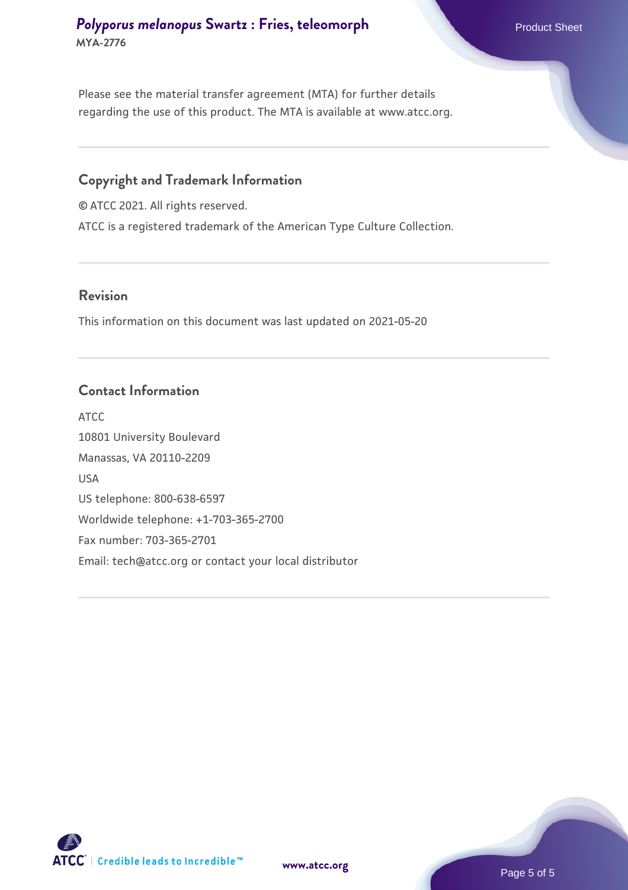Please see the material transfer agreement (MTA) for further details regarding the use of this product. The MTA is available at www.atcc.org.

## Copyright and Trademark Information

© ATCC 2021. All rights reserved.

ATCC is a registered trademark of the American Type Culture Collection.

## Revision

This information on this document was last updated on 2021-05-20

## Contact Information

ATCC
10801 University Boulevard
Manassas, VA 20110-2209
USA
US telephone: 800-638-6597
Worldwide telephone: +1-703-365-2700
Fax number: 703-365-2701
Email: tech@atcc.org or contact your local distributor